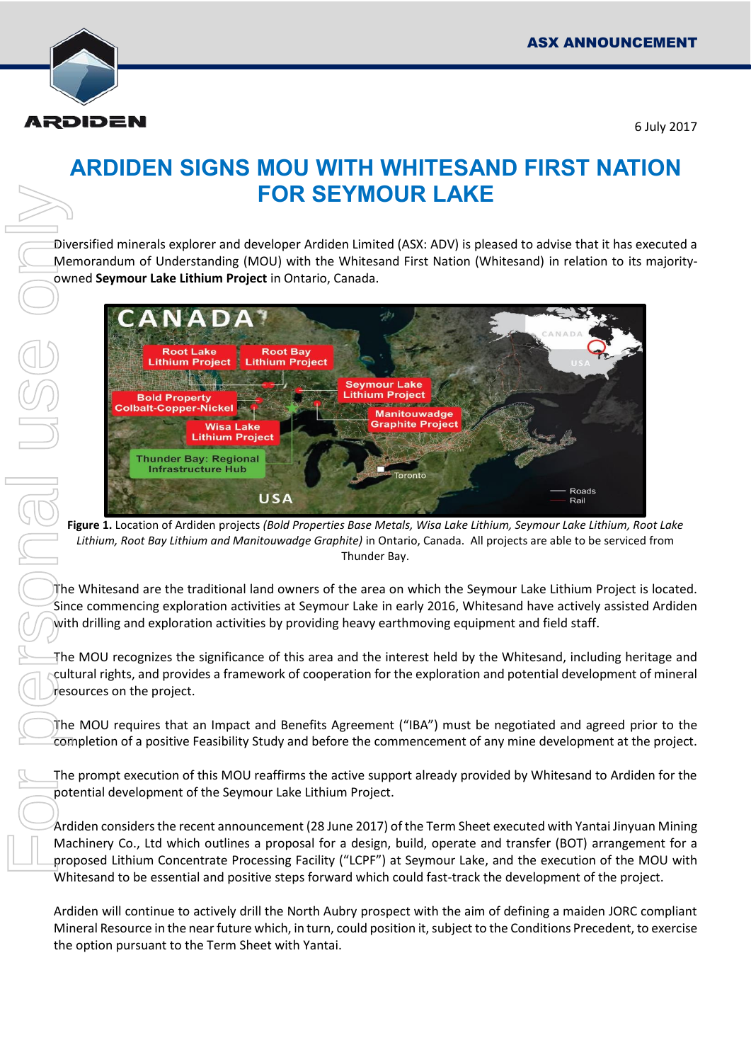ASX ANNOUNCEMENT

6 July 2017

# ARDIDEN SIGNS MOU WITH WHITESAND FIRST NATION FOR SEYMOUR LAKE

Diversified minerals explorer and developer Ardiden Limited (ASX: ADV) is pleased to advise that it has executed a Memorandum of Understanding (MOU) with the Whitesand First Nation (Whitesand) in relation to its majority-owned **Seymour Lake Lithium Project** in Ontario, Canada.

**Figure 1.** Location of Ardiden projects *(Bold Properties Base Metals, Wisa Lake Lithium, Seymour Lake Lithium, Root Lake Lithium, Root Bay Lithium and Manitouwadge Graphite)* in Ontario, Canada. All projects are able to be serviced from Thunder Bay.

The Whitesand are the traditional land owners of the area on which the Seymour Lake Lithium Project is located. Since commencing exploration activities at Seymour Lake in early 2016, Whitesand have actively assisted Ardiden with drilling and exploration activities by providing heavy earthmoving equipment and field staff.

The MOU recognizes the significance of this area and the interest held by the Whitesand, including heritage and cultural rights, and provides a framework of cooperation for the exploration and potential development of mineral resources on the project.

The MOU requires that an Impact and Benefits Agreement ("IBA") must be negotiated and agreed prior to the completion of a positive Feasibility Study and before the commencement of any mine development at the project.

The prompt execution of this MOU reaffirms the active support already provided by Whitesand to Ardiden for the potential development of the Seymour Lake Lithium Project.

Ardiden considers the recent announcement (28 June 2017) of the Term Sheet executed with Yantai Jinyuan Mining Machinery Co., Ltd which outlines a proposal for a design, build, operate and transfer (BOT) arrangement for a proposed Lithium Concentrate Processing Facility ("LCPF") at Seymour Lake, and the execution of the MOU with Whitesand to be essential and positive steps forward which could fast-track the development of the project.

Ardiden will continue to actively drill the North Aubry prospect with the aim of defining a maiden JORC compliant Mineral Resource in the near future which, in turn, could position it, subject to the Conditions Precedent, to exercise the option pursuant to the Term Sheet with Yantai.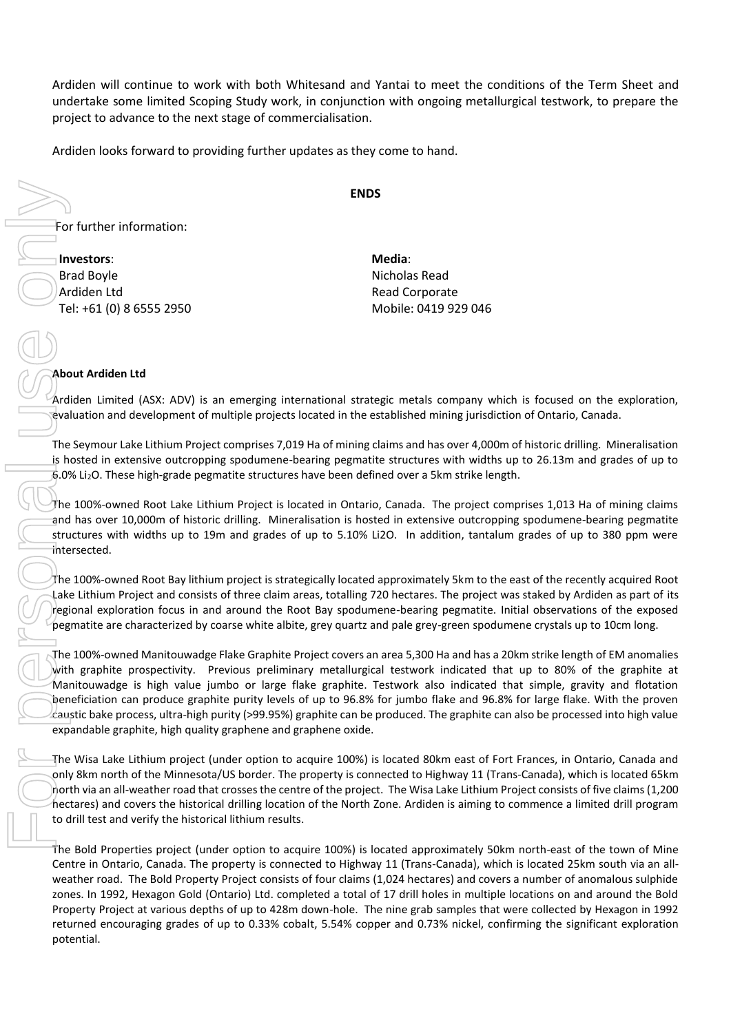Ardiden will continue to work with both Whitesand and Yantai to meet the conditions of the Term Sheet and undertake some limited Scoping Study work, in conjunction with ongoing metallurgical testwork, to prepare the project to advance to the next stage of commercialisation.

Ardiden looks forward to providing further updates as they come to hand.

**ENDS**

For further information:

**Investors**:
Brad Boyle
Ardiden Ltd
Tel: +61 (0) 8 6555 2950

**Media**:
Nicholas Read
Read Corporate
Mobile: 0419 929 046

**About Ardiden Ltd**

Ardiden Limited (ASX: ADV) is an emerging international strategic metals company which is focused on the exploration, evaluation and development of multiple projects located in the established mining jurisdiction of Ontario, Canada.

The Seymour Lake Lithium Project comprises 7,019 Ha of mining claims and has over 4,000m of historic drilling. Mineralisation is hosted in extensive outcropping spodumene-bearing pegmatite structures with widths up to 26.13m and grades of up to 6.0% $Li_2O$. These high-grade pegmatite structures have been defined over a 5km strike length.

The 100%-owned Root Lake Lithium Project is located in Ontario, Canada. The project comprises 1,013 Ha of mining claims and has over 10,000m of historic drilling. Mineralisation is hosted in extensive outcropping spodumene-bearing pegmatite structures with widths up to 19m and grades of up to 5.10% Li2O. In addition, tantalum grades of up to 380 ppm were intersected.

The 100%-owned Root Bay lithium project is strategically located approximately 5km to the east of the recently acquired Root Lake Lithium Project and consists of three claim areas, totalling 720 hectares. The project was staked by Ardiden as part of its regional exploration focus in and around the Root Bay spodumene-bearing pegmatite. Initial observations of the exposed pegmatite are characterized by coarse white albite, grey quartz and pale grey-green spodumene crystals up to 10cm long.

The 100%-owned Manitouwadge Flake Graphite Project covers an area 5,300 Ha and has a 20km strike length of EM anomalies with graphite prospectivity. Previous preliminary metallurgical testwork indicated that up to 80% of the graphite at Manitouwadge is high value jumbo or large flake graphite. Testwork also indicated that simple, gravity and flotation beneficiation can produce graphite purity levels of up to 96.8% for jumbo flake and 96.8% for large flake. With the proven caustic bake process, ultra-high purity (>99.95%) graphite can be produced. The graphite can also be processed into high value expandable graphite, high quality graphene and graphene oxide.

The Wisa Lake Lithium project (under option to acquire 100%) is located 80km east of Fort Frances, in Ontario, Canada and only 8km north of the Minnesota/US border. The property is connected to Highway 11 (Trans-Canada), which is located 65km north via an all-weather road that crosses the centre of the project. The Wisa Lake Lithium Project consists of five claims (1,200 hectares) and covers the historical drilling location of the North Zone. Ardiden is aiming to commence a limited drill program to drill test and verify the historical lithium results.

The Bold Properties project (under option to acquire 100%) is located approximately 50km north-east of the town of Mine Centre in Ontario, Canada. The property is connected to Highway 11 (Trans-Canada), which is located 25km south via an all-weather road. The Bold Property Project consists of four claims (1,024 hectares) and covers a number of anomalous sulphide zones. In 1992, Hexagon Gold (Ontario) Ltd. completed a total of 17 drill holes in multiple locations on and around the Bold Property Project at various depths of up to 428m down-hole. The nine grab samples that were collected by Hexagon in 1992 returned encouraging grades of up to 0.33% cobalt, 5.54% copper and 0.73% nickel, confirming the significant exploration potential.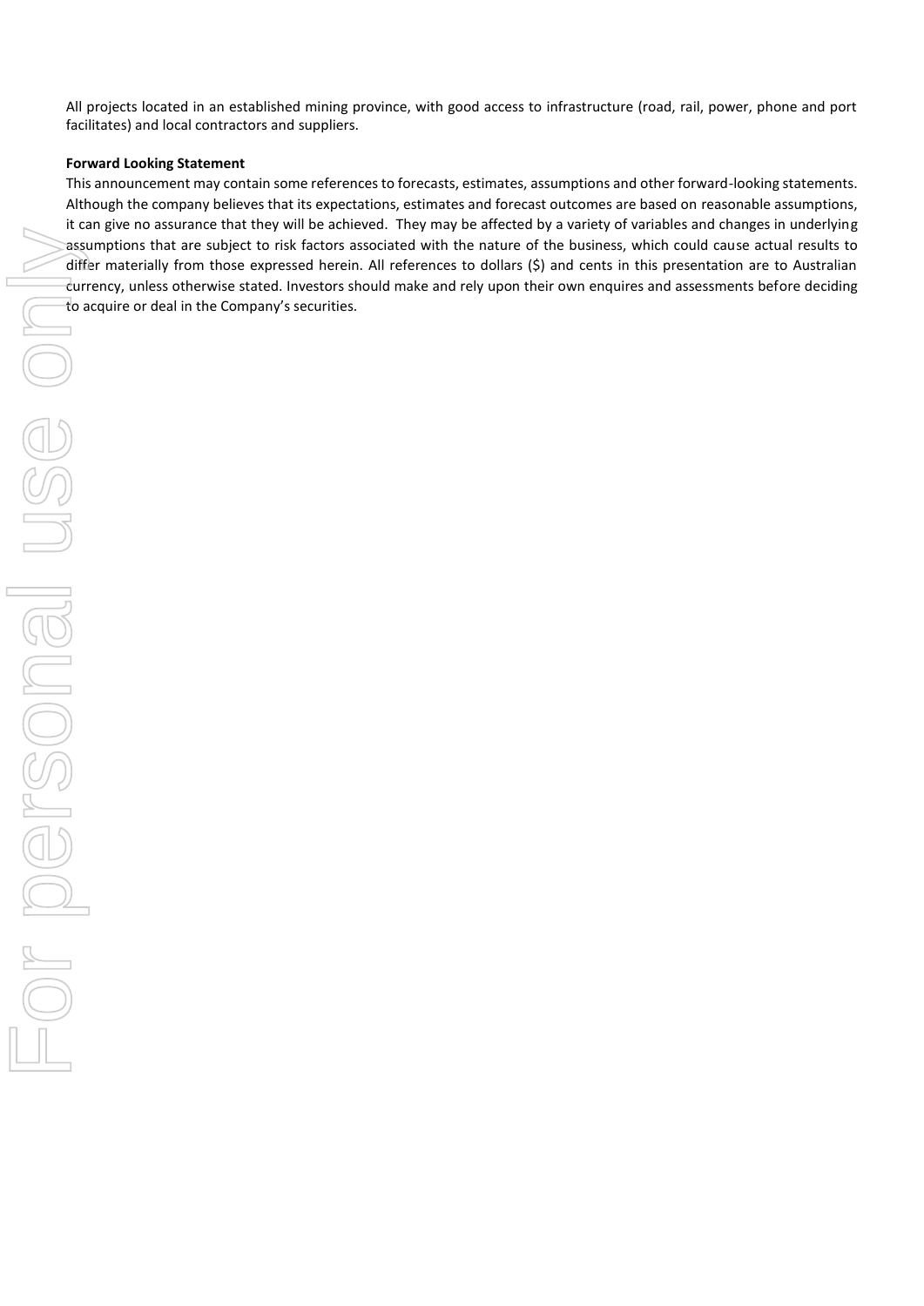All projects located in an established mining province, with good access to infrastructure (road, rail, power, phone and port facilitates) and local contractors and suppliers.

**Forward Looking Statement**

This announcement may contain some references to forecasts, estimates, assumptions and other forward-looking statements. Although the company believes that its expectations, estimates and forecast outcomes are based on reasonable assumptions, it can give no assurance that they will be achieved. They may be affected by a variety of variables and changes in underlying assumptions that are subject to risk factors associated with the nature of the business, which could cause actual results to differ materially from those expressed herein. All references to dollars ($) and cents in this presentation are to Australian currency, unless otherwise stated. Investors should make and rely upon their own enquires and assessments before deciding to acquire or deal in the Company's securities.